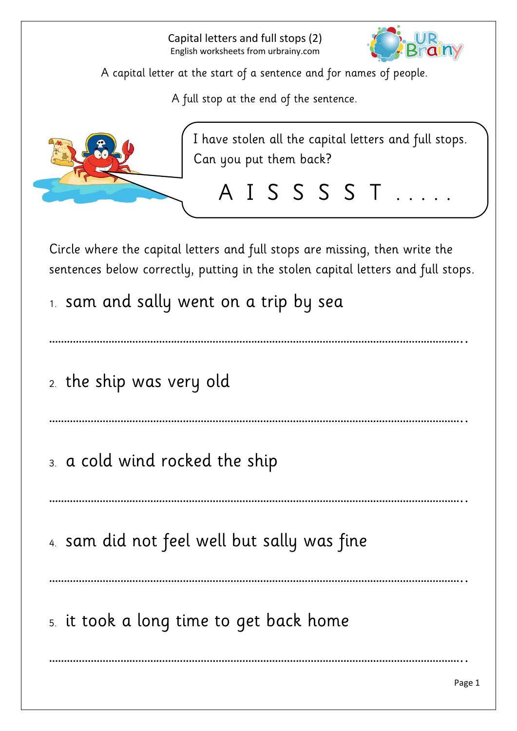# Capital letters and full stops (2)

English worksheets from urbrainy.com

A capital letter at the start of a sentence and for names of people.

A full stop at the end of the sentence.

I have stolen all the capital letters and full stops. Can you put them back?

A I S S S S T . . . . .

Circle where the capital letters and full stops are missing, then write the sentences below correctly, putting in the stolen capital letters and full stops.

1. sam and sally went on a trip by sea

..........................................................................................................................

2. the ship was very old

..........................................................................................................................

3. a cold wind rocked the ship

..........................................................................................................................

4. sam did not feel well but sally was fine

..........................................................................................................................

5. it took a long time to get back home

..........................................................................................................................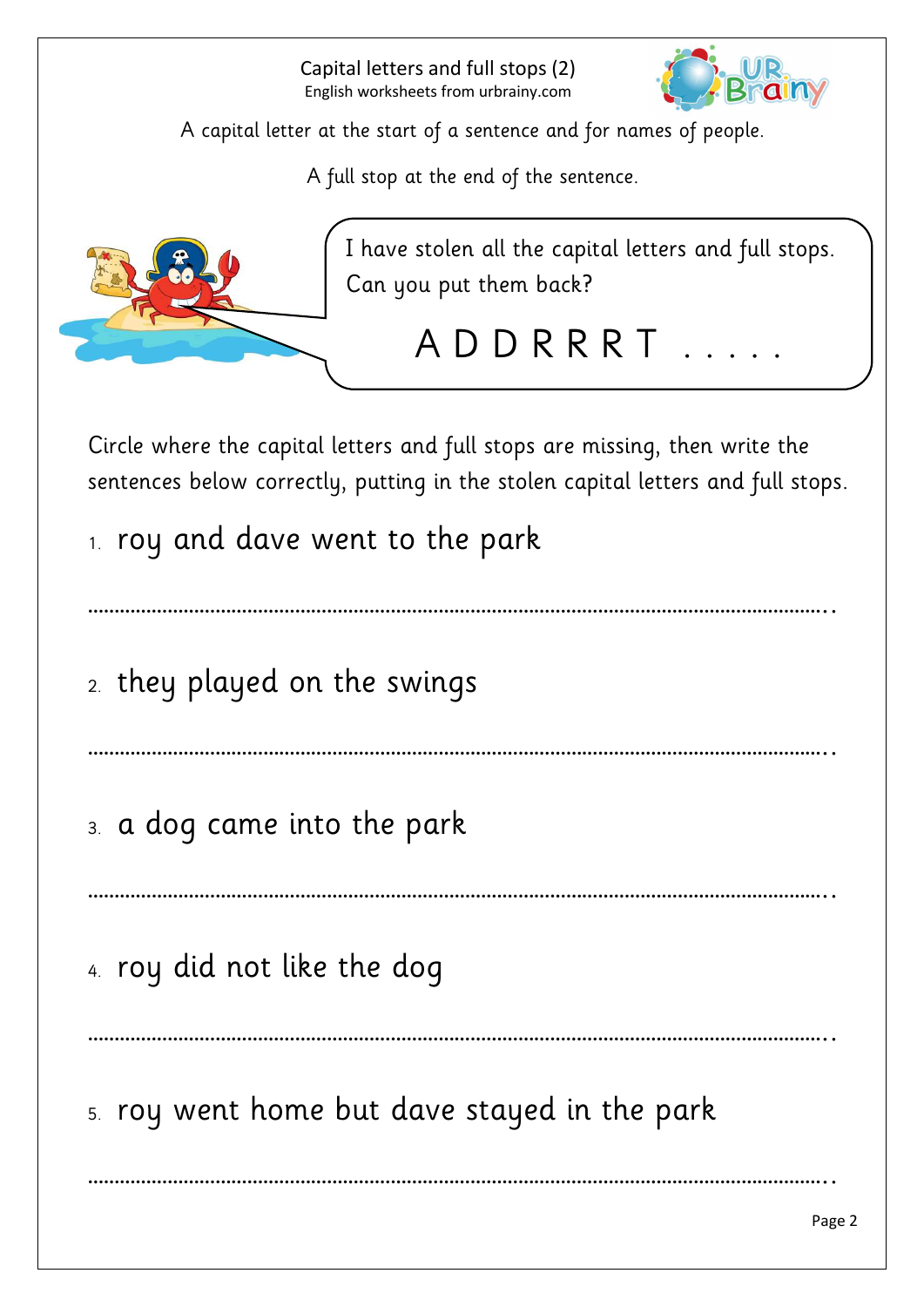# Capital letters and full stops (2)

English worksheets from urbrainy.com

A capital letter at the start of a sentence and for names of people.

A full stop at the end of the sentence.

I have stolen all the capital letters and full stops. Can you put them back?

A D D R R R T . . . . .

Circle where the capital letters and full stops are missing, then write the sentences below correctly, putting in the stolen capital letters and full stops.

1. roy and dave went to the park

..........................................................................................................................................

2. they played on the swings

..........................................................................................................................................

3. a dog came into the park

..........................................................................................................................................

4. roy did not like the dog

..........................................................................................................................................

5. roy went home but dave stayed in the park

..........................................................................................................................................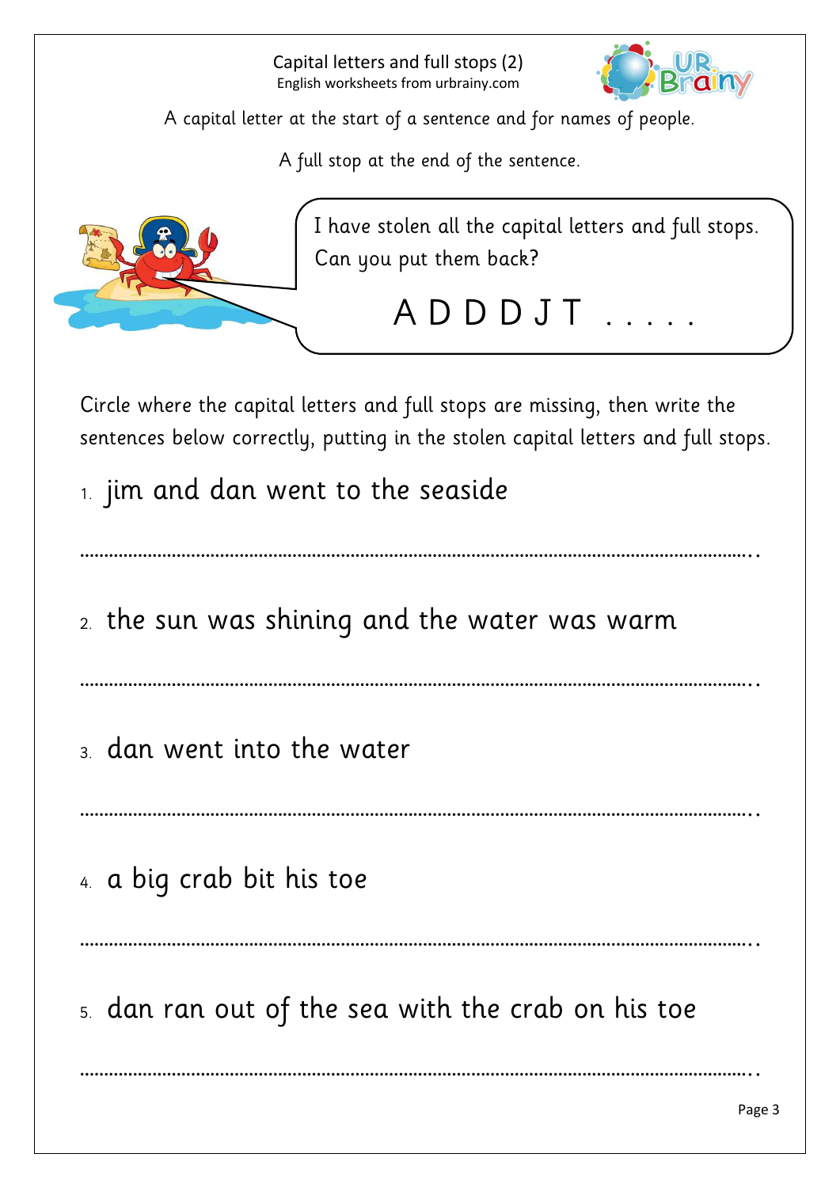# Capital letters and full stops (2)

English worksheets from urbrainy.com

A capital letter at the start of a sentence and for names of people.

A full stop at the end of the sentence.

I have stolen all the capital letters and full stops. Can you put them back?

A D D D J T . . . . .

Circle where the capital letters and full stops are missing, then write the sentences below correctly, putting in the stolen capital letters and full stops.

1. jim and dan went to the seaside

...........................................................................................................................................

2. the sun was shining and the water was warm

...........................................................................................................................................

3. dan went into the water

...........................................................................................................................................

4. a big crab bit his toe

...........................................................................................................................................

5. dan ran out of the sea with the crab on his toe

...........................................................................................................................................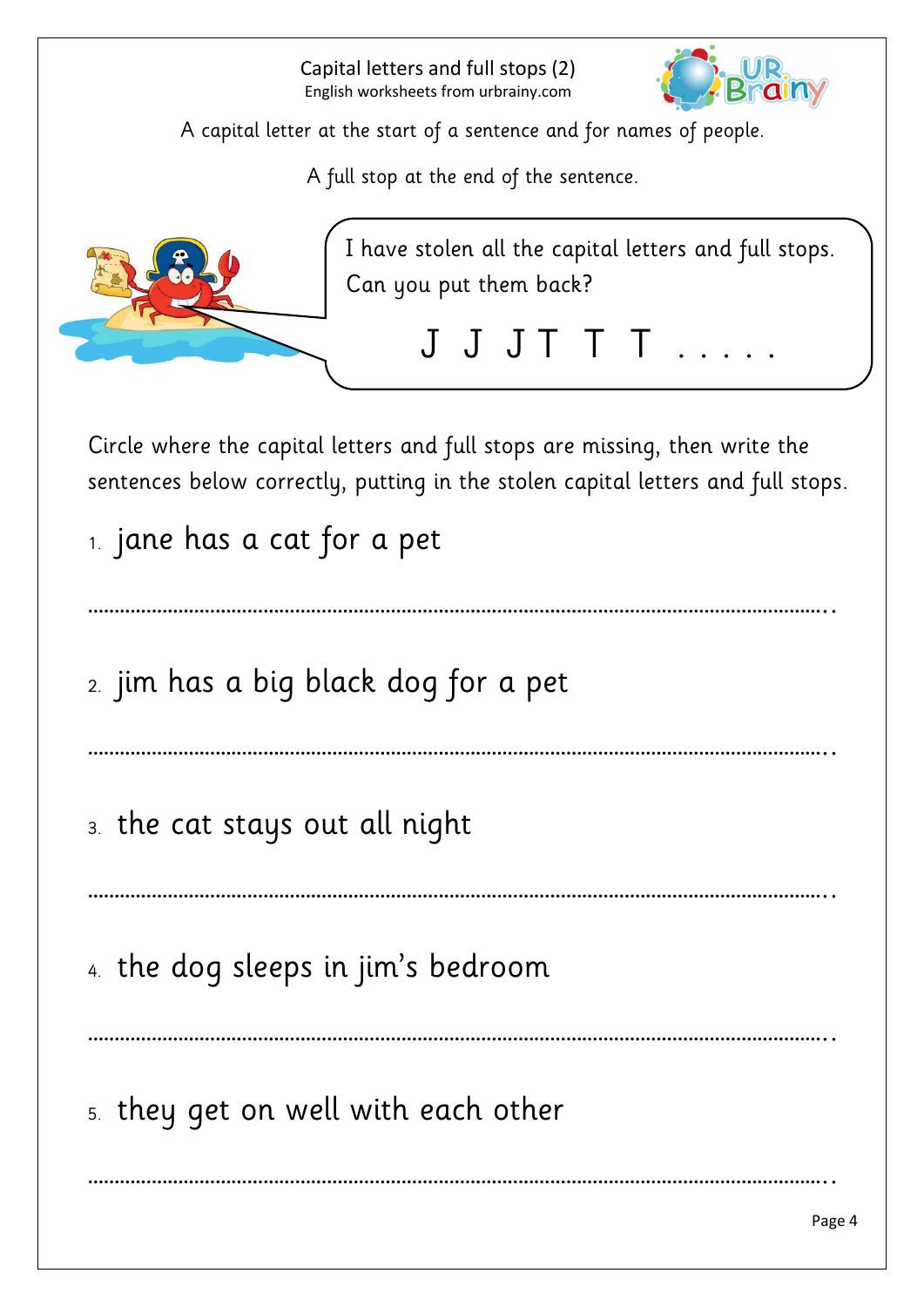# Capital letters and full stops (2)

English worksheets from urbrainy.com

A capital letter at the start of a sentence and for names of people.

A full stop at the end of the sentence.

I have stolen all the capital letters and full stops. Can you put them back?

J J J T T T . . . . .

Circle where the capital letters and full stops are missing, then write the sentences below correctly, putting in the stolen capital letters and full stops.

1. jane has a cat for a pet

.....................................................................................................................................

2. jim has a big black dog for a pet

.....................................................................................................................................

3. the cat stays out all night

.....................................................................................................................................

4. the dog sleeps in jim's bedroom

.....................................................................................................................................

5. they get on well with each other

.....................................................................................................................................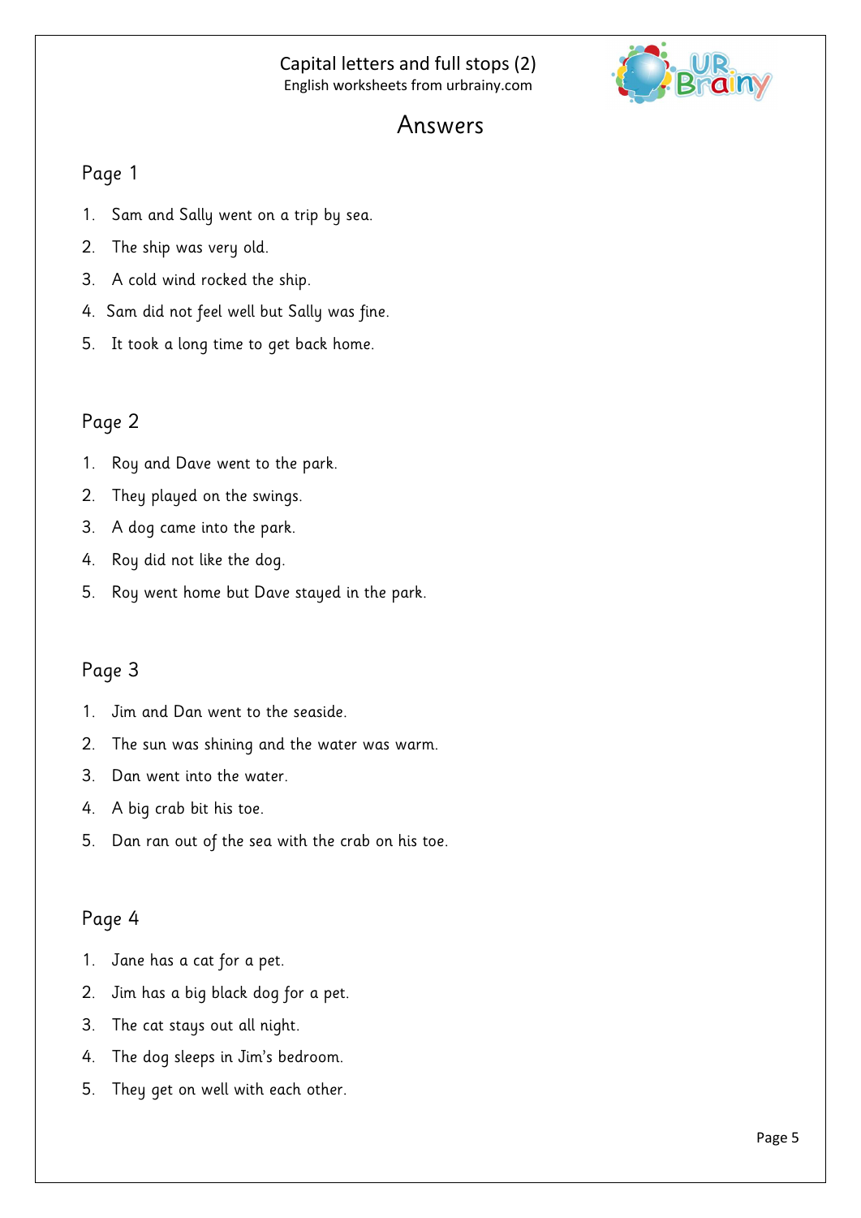Capital letters and full stops (2)
English worksheets from urbrainy.com

# Answers

## Page 1

1. Sam and Sally went on a trip by sea.
2. The ship was very old.
3. A cold wind rocked the ship.
4. Sam did not feel well but Sally was fine.
5. It took a long time to get back home.

## Page 2

1. Roy and Dave went to the park.
2. They played on the swings.
3. A dog came into the park.
4. Roy did not like the dog.
5. Roy went home but Dave stayed in the park.

## Page 3

1. Jim and Dan went to the seaside.
2. The sun was shining and the water was warm.
3. Dan went into the water.
4. A big crab bit his toe.
5. Dan ran out of the sea with the crab on his toe.

## Page 4

1. Jane has a cat for a pet.
2. Jim has a big black dog for a pet.
3. The cat stays out all night.
4. The dog sleeps in Jim's bedroom.
5. They get on well with each other.